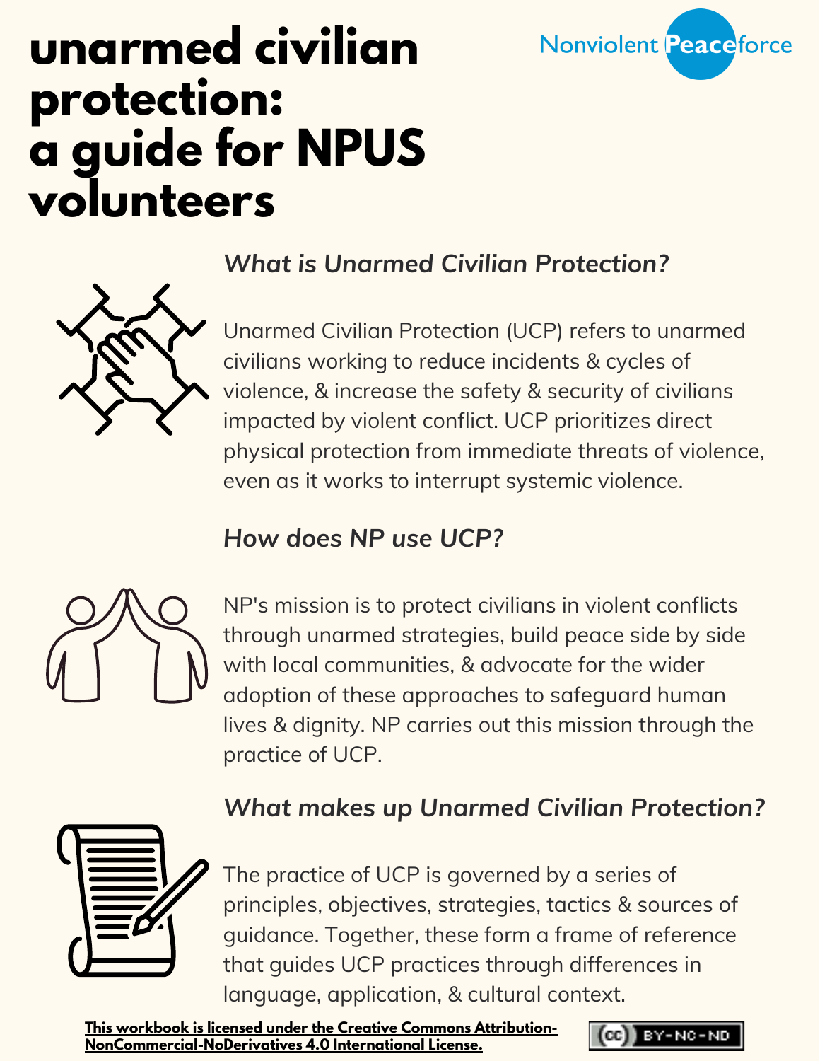# unarmed civilian protection: a guide for NPUS volunteers

Nonviolent Peaceforce

### *What is Unarmed Civilian Protection?*

Unarmed Civilian Protection (UCP) refers to unarmed civilians working to reduce incidents & cycles of violence, & increase the safety & security of civilians impacted by violent conflict. UCP prioritizes direct physical protection from immediate threats of violence, even as it works to interrupt systemic violence.

### *How does NP use UCP?*

NP's mission is to protect civilians in violent conflicts through unarmed strategies, build peace side by side with local communities, & advocate for the wider adoption of these approaches to safeguard human lives & dignity. NP carries out this mission through the practice of UCP.

### *What makes up Unarmed Civilian Protection?*

The practice of UCP is governed by a series of principles, objectives, strategies, tactics & sources of guidance. Together, these form a frame of reference that guides UCP practices through differences in language, application, & cultural context.

**This workbook is licensed under the Creative Commons Attribution-NonCommercial-NoDerivatives 4.0 International License.**

(cc) BY-NC-ND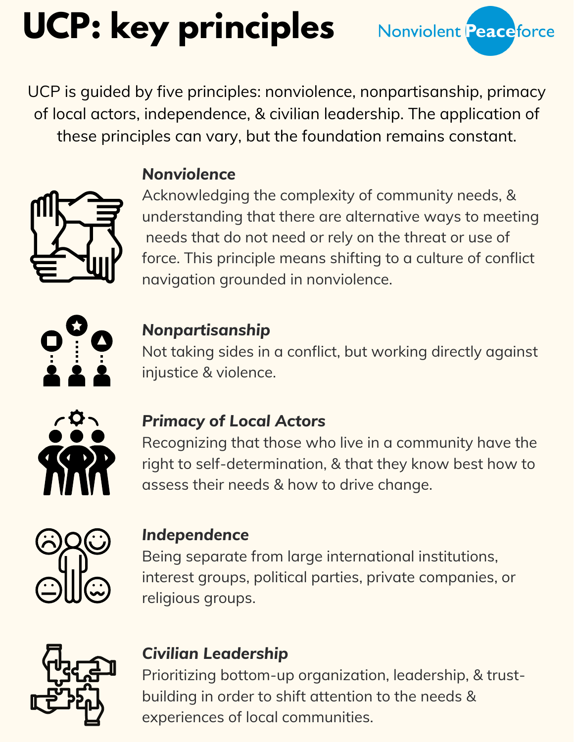# UCP: key principles

Nonviolent Peaceforce

UCP is guided by five principles: nonviolence, nonpartisanship, primacy of local actors, independence, & civilian leadership. The application of these principles can vary, but the foundation remains constant.

### *Nonviolence*

Acknowledging the complexity of community needs, & understanding that there are alternative ways to meeting needs that do not need or rely on the threat or use of force. This principle means shifting to a culture of conflict navigation grounded in nonviolence.

### *Nonpartisanship*

Not taking sides in a conflict, but working directly against injustice & violence.

### *Primacy of Local Actors*

Recognizing that those who live in a community have the right to self-determination, & that they know best how to assess their needs & how to drive change.

### *Independence*

Being separate from large international institutions, interest groups, political parties, private companies, or religious groups.

### *Civilian Leadership*

Prioritizing bottom-up organization, leadership, & trust-building in order to shift attention to the needs & experiences of local communities.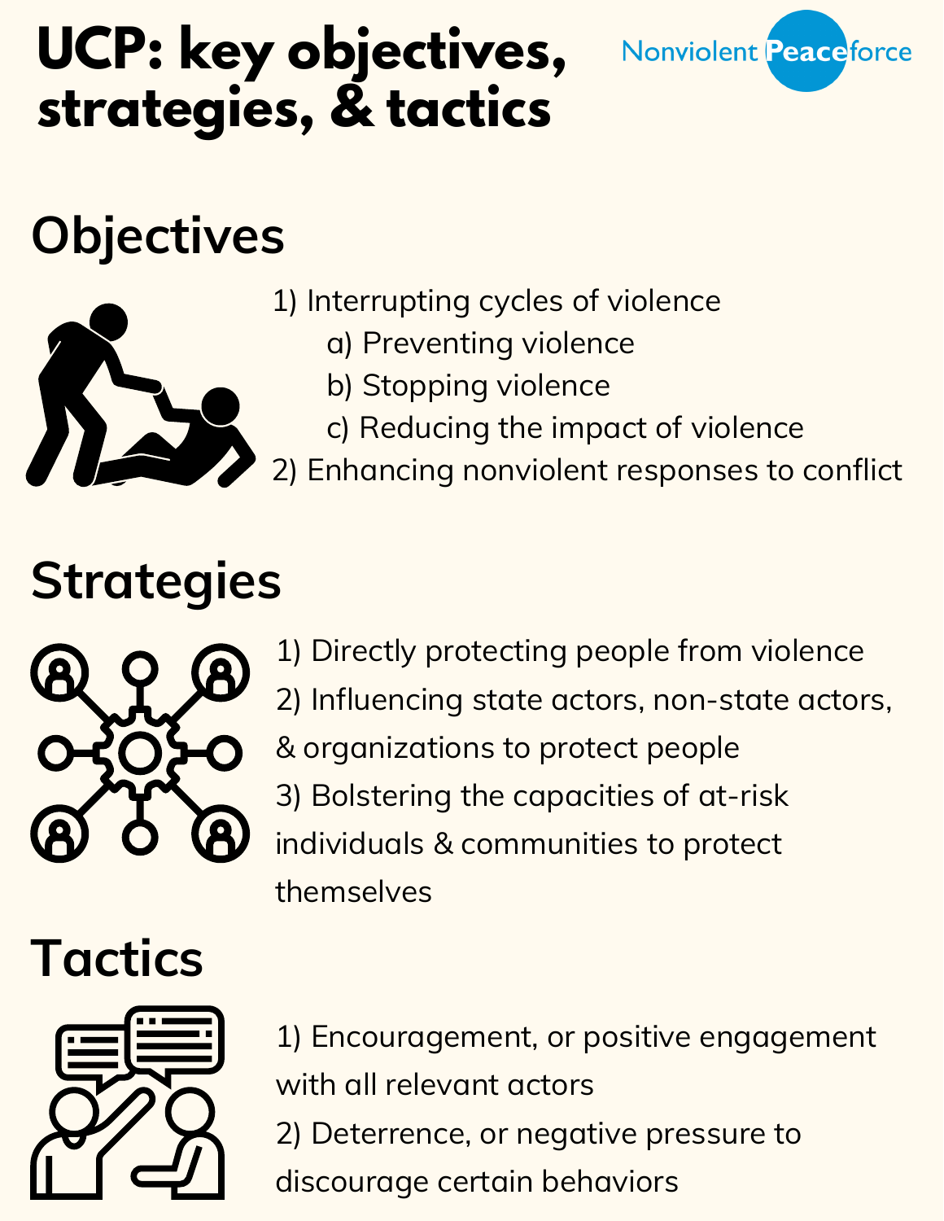# UCP: key objectives, strategies, & tactics

Nonviolent Peaceforce

## Objectives

1) Interrupting cycles of violence
   a) Preventing violence
   b) Stopping violence
   c) Reducing the impact of violence
2) Enhancing nonviolent responses to conflict

## Strategies

1) Directly protecting people from violence
2) Influencing state actors, non-state actors, & organizations to protect people
3) Bolstering the capacities of at-risk individuals & communities to protect themselves

## Tactics

1) Encouragement, or positive engagement with all relevant actors
2) Deterrence, or negative pressure to discourage certain behaviors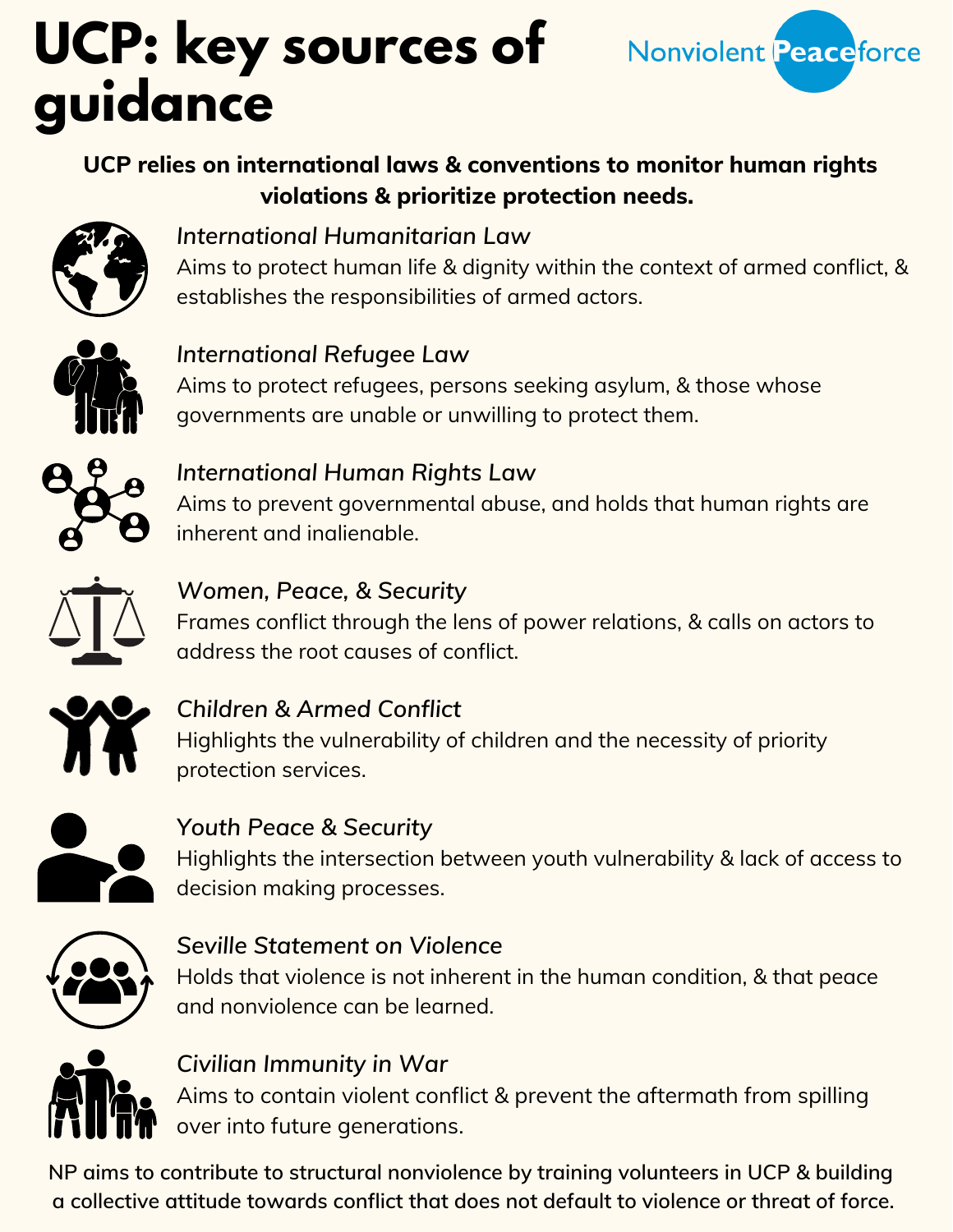# UCP: key sources of guidance

Nonviolent Peaceforce

**UCP relies on international laws & conventions to monitor human rights violations & prioritize protection needs.**

*International Humanitarian Law*
Aims to protect human life & dignity within the context of armed conflict, & establishes the responsibilities of armed actors.

*International Refugee Law*
Aims to protect refugees, persons seeking asylum, & those whose governments are unable or unwilling to protect them.

*International Human Rights Law*
Aims to prevent governmental abuse, and holds that human rights are inherent and inalienable.

*Women, Peace, & Security*
Frames conflict through the lens of power relations, & calls on actors to address the root causes of conflict.

*Children & Armed Conflict*
Highlights the vulnerability of children and the necessity of priority protection services.

*Youth Peace & Security*
Highlights the intersection between youth vulnerability & lack of access to decision making processes.

*Seville Statement on Violence*
Holds that violence is not inherent in the human condition, & that peace and nonviolence can be learned.

*Civilian Immunity in War*
Aims to contain violent conflict & prevent the aftermath from spilling over into future generations.

NP aims to contribute to structural nonviolence by training volunteers in UCP & building a collective attitude towards conflict that does not default to violence or threat of force.